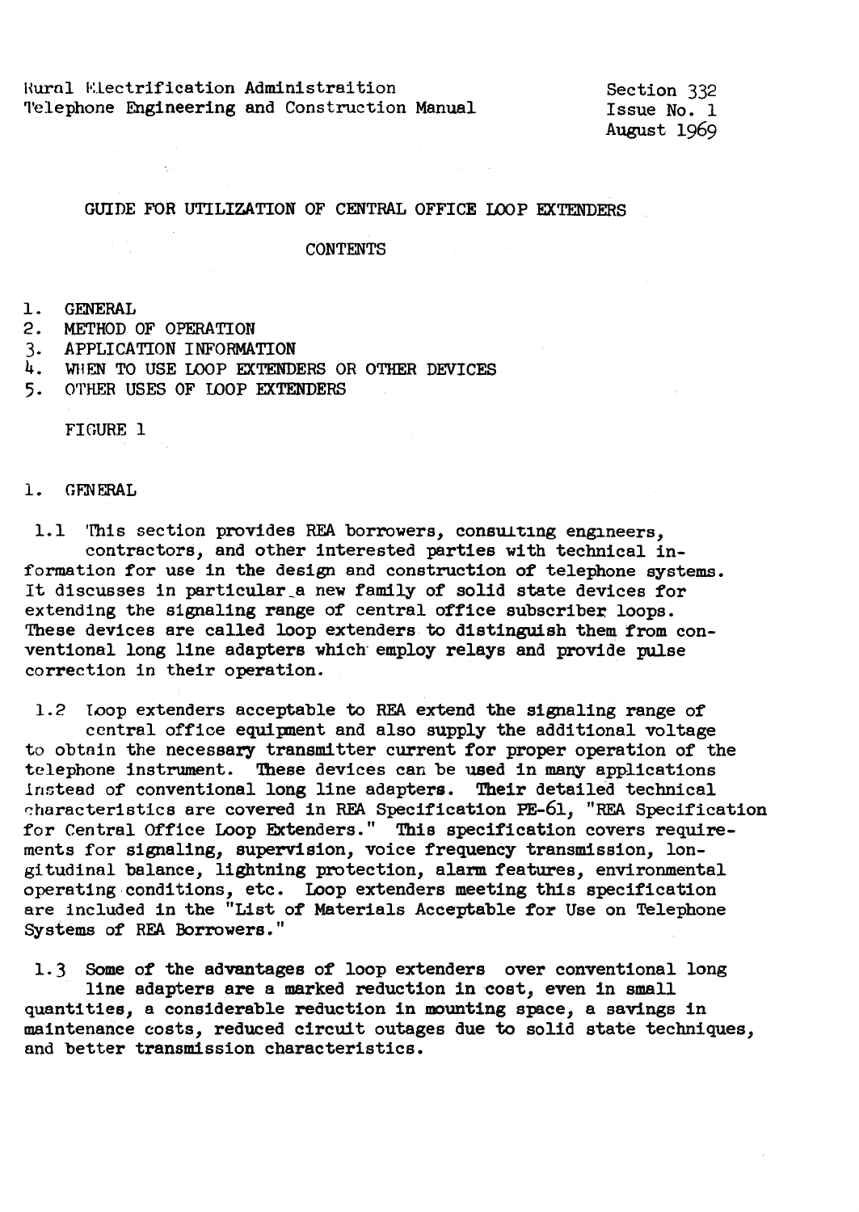Rural Electrification Administraition
Telephone Engineering and Construction Manual

Section 332
Issue No. 1
August 1969

# GUIDE FOR UTILIZATION OF CENTRAL OFFICE LOOP EXTENDERS

CONTENTS

1. GENERAL
2. METHOD OF OPERATION
3. APPLICATION INFORMATION
4. WHEN TO USE LOOP EXTENDERS OR OTHER DEVICES
5. OTHER USES OF LOOP EXTENDERS

FIGURE 1

## 1. GENERAL

1.1 This section provides REA borrowers, consulting engineers, contractors, and other interested parties with technical information for use in the design and construction of telephone systems. It discusses in particular a new family of solid state devices for extending the signaling range of central office subscriber loops. These devices are called loop extenders to distinguish them from conventional long line adapters which employ relays and provide pulse correction in their operation.

1.2 Loop extenders acceptable to REA extend the signaling range of central office equipment and also supply the additional voltage to obtain the necessary transmitter current for proper operation of the telephone instrument. These devices can be used in many applications instead of conventional long line adapters. Their detailed technical characteristics are covered in REA Specification PE-61, "REA Specification for Central Office Loop Extenders." This specification covers requirements for signaling, supervision, voice frequency transmission, longitudinal balance, lightning protection, alarm features, environmental operating conditions, etc. Loop extenders meeting this specification are included in the "List of Materials Acceptable for Use on Telephone Systems of REA Borrowers."

1.3 Some of the advantages of loop extenders over conventional long line adapters are a marked reduction in cost, even in small quantities, a considerable reduction in mounting space, a savings in maintenance costs, reduced circuit outages due to solid state techniques, and better transmission characteristics.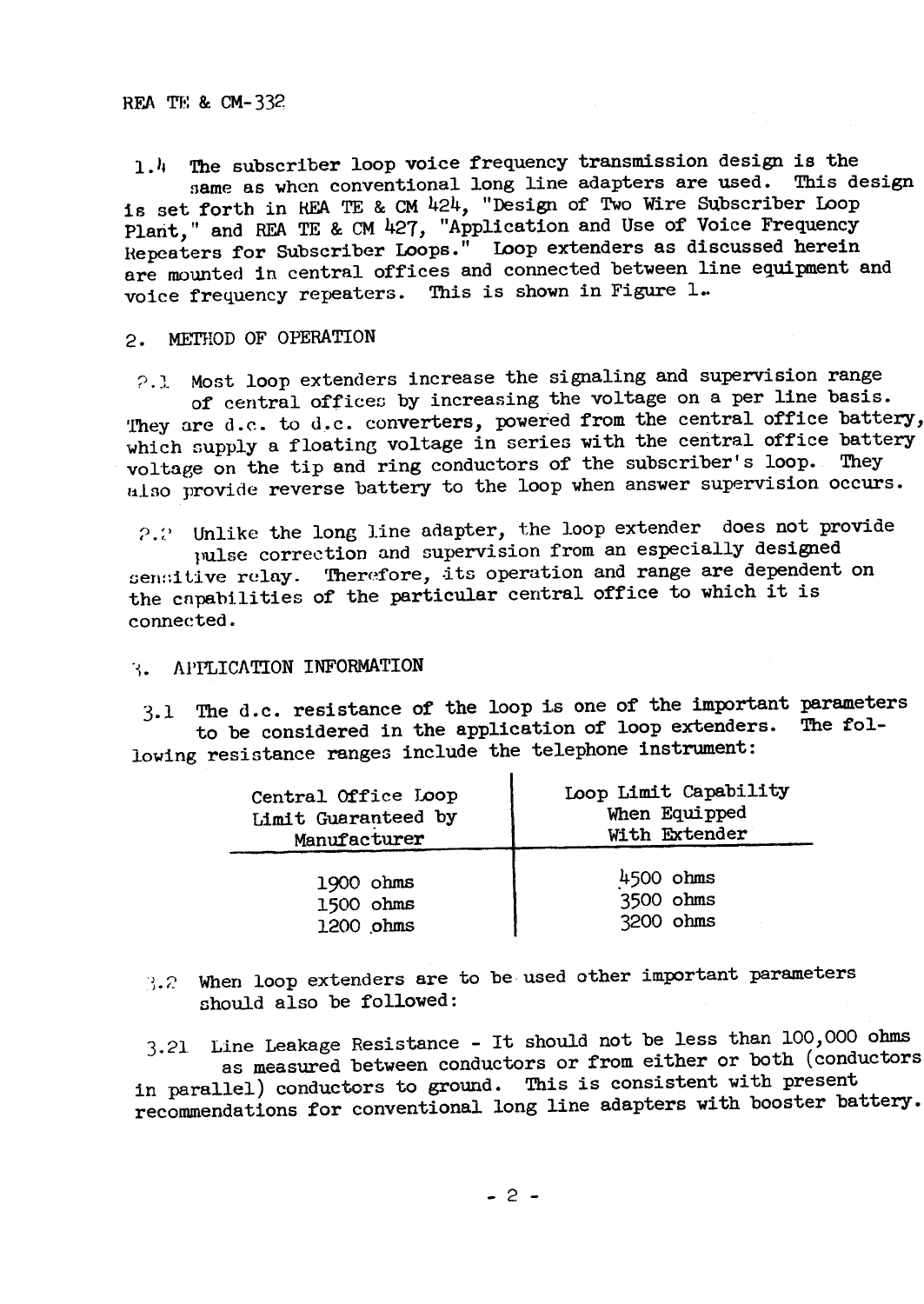1.4 The subscriber loop voice frequency transmission design is the same as when conventional long line adapters are used. This design is set forth in REA TE & CM 424, "Design of Two Wire Subscriber Loop Plant," and REA TE & CM 427, "Application and Use of Voice Frequency Repeaters for Subscriber Loops." Loop extenders as discussed herein are mounted in central offices and connected between line equipment and voice frequency repeaters. This is shown in Figure 1.

## 2. METHOD OF OPERATION

2.1 Most loop extenders increase the signaling and supervision range of central offices by increasing the voltage on a per line basis. They are d.c. to d.c. converters, powered from the central office battery, which supply a floating voltage in series with the central office battery voltage on the tip and ring conductors of the subscriber's loop. They also provide reverse battery to the loop when answer supervision occurs.

2.2 Unlike the long line adapter, the loop extender does not provide pulse correction and supervision from an especially designed sensitive relay. Therefore, its operation and range are dependent on the capabilities of the particular central office to which it is connected.

## 3. APPLICATION INFORMATION

3.1 The d.c. resistance of the loop is one of the important parameters to be considered in the application of loop extenders. The following resistance ranges include the telephone instrument:

| Central Office Loop Limit Guaranteed by Manufacturer | Loop Limit Capability When Equipped With Extender |
|---|---|
| 1900 ohms | 4500 ohms |
| 1500 ohms | 3500 ohms |
| 1200 ohms | 3200 ohms |

3.2 When loop extenders are to be used other important parameters should also be followed:

3.21 Line Leakage Resistance - It should not be less than 100,000 ohms as measured between conductors or from either or both (conductors in parallel) conductors to ground. This is consistent with present recommendations for conventional long line adapters with booster battery.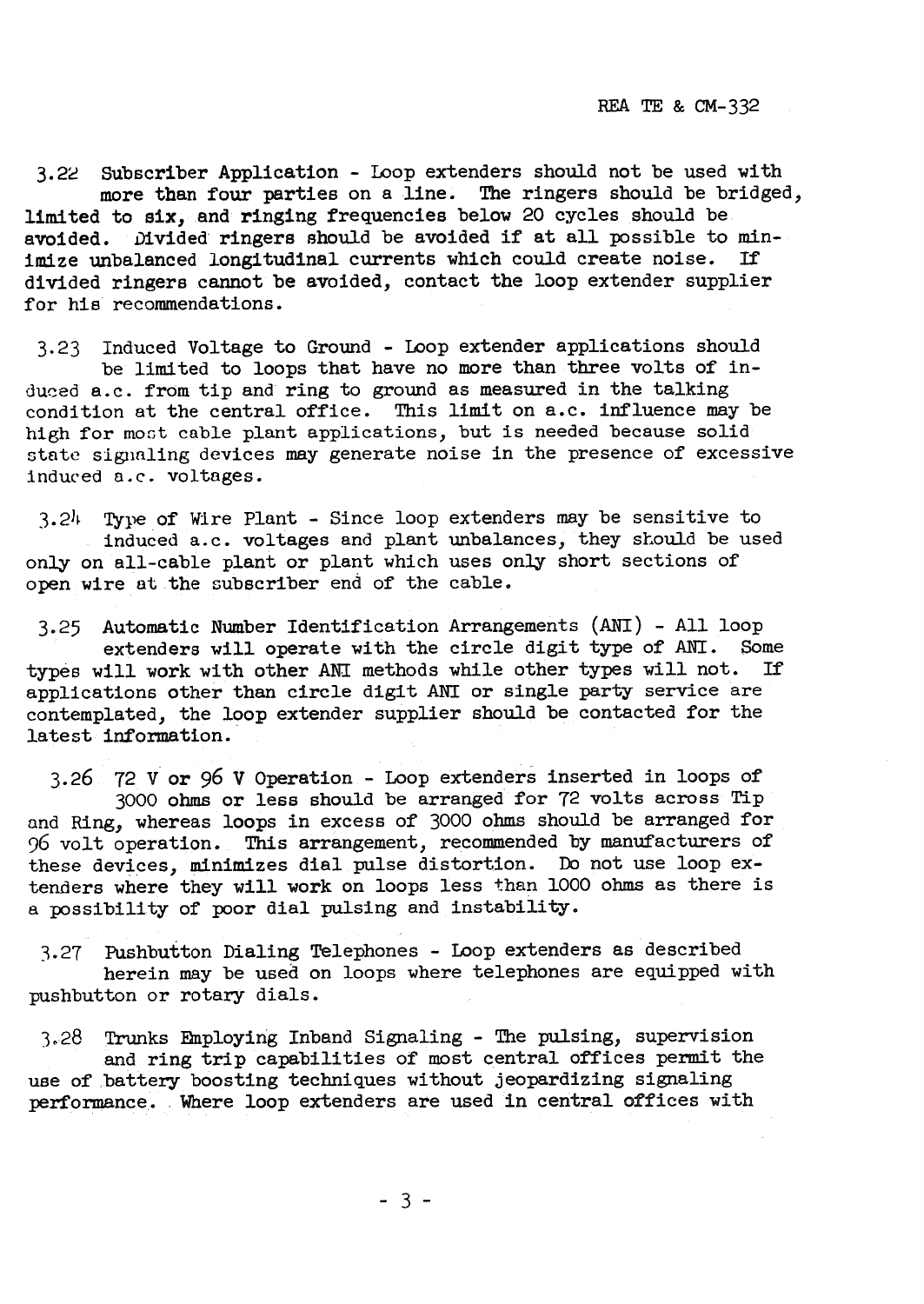3.22 Subscriber Application - Loop extenders should not be used with more than four parties on a line. The ringers should be bridged, limited to six, and ringing frequencies below 20 cycles should be avoided. Divided ringers should be avoided if at all possible to minimize unbalanced longitudinal currents which could create noise. If divided ringers cannot be avoided, contact the loop extender supplier for his recommendations.

3.23 Induced Voltage to Ground - Loop extender applications should be limited to loops that have no more than three volts of induced a.c. from tip and ring to ground as measured in the talking condition at the central office. This limit on a.c. influence may be high for most cable plant applications, but is needed because solid state signaling devices may generate noise in the presence of excessive induced a.c. voltages.

3.24 Type of Wire Plant - Since loop extenders may be sensitive to induced a.c. voltages and plant unbalances, they should be used only on all-cable plant or plant which uses only short sections of open wire at the subscriber end of the cable.

3.25 Automatic Number Identification Arrangements (ANI) - All loop extenders will operate with the circle digit type of ANI. Some types will work with other ANI methods while other types will not. If applications other than circle digit ANI or single party service are contemplated, the loop extender supplier should be contacted for the latest information.

3.26 72 V or 96 V Operation - Loop extenders inserted in loops of 3000 ohms or less should be arranged for 72 volts across Tip and Ring, whereas loops in excess of 3000 ohms should be arranged for 96 volt operation. This arrangement, recommended by manufacturers of these devices, minimizes dial pulse distortion. Do not use loop extenders where they will work on loops less than 1000 ohms as there is a possibility of poor dial pulsing and instability.

3.27 Pushbutton Dialing Telephones - Loop extenders as described herein may be used on loops where telephones are equipped with pushbutton or rotary dials.

3.28 Trunks Employing Inband Signaling - The pulsing, supervision and ring trip capabilities of most central offices permit the use of battery boosting techniques without jeopardizing signaling performance. Where loop extenders are used in central offices with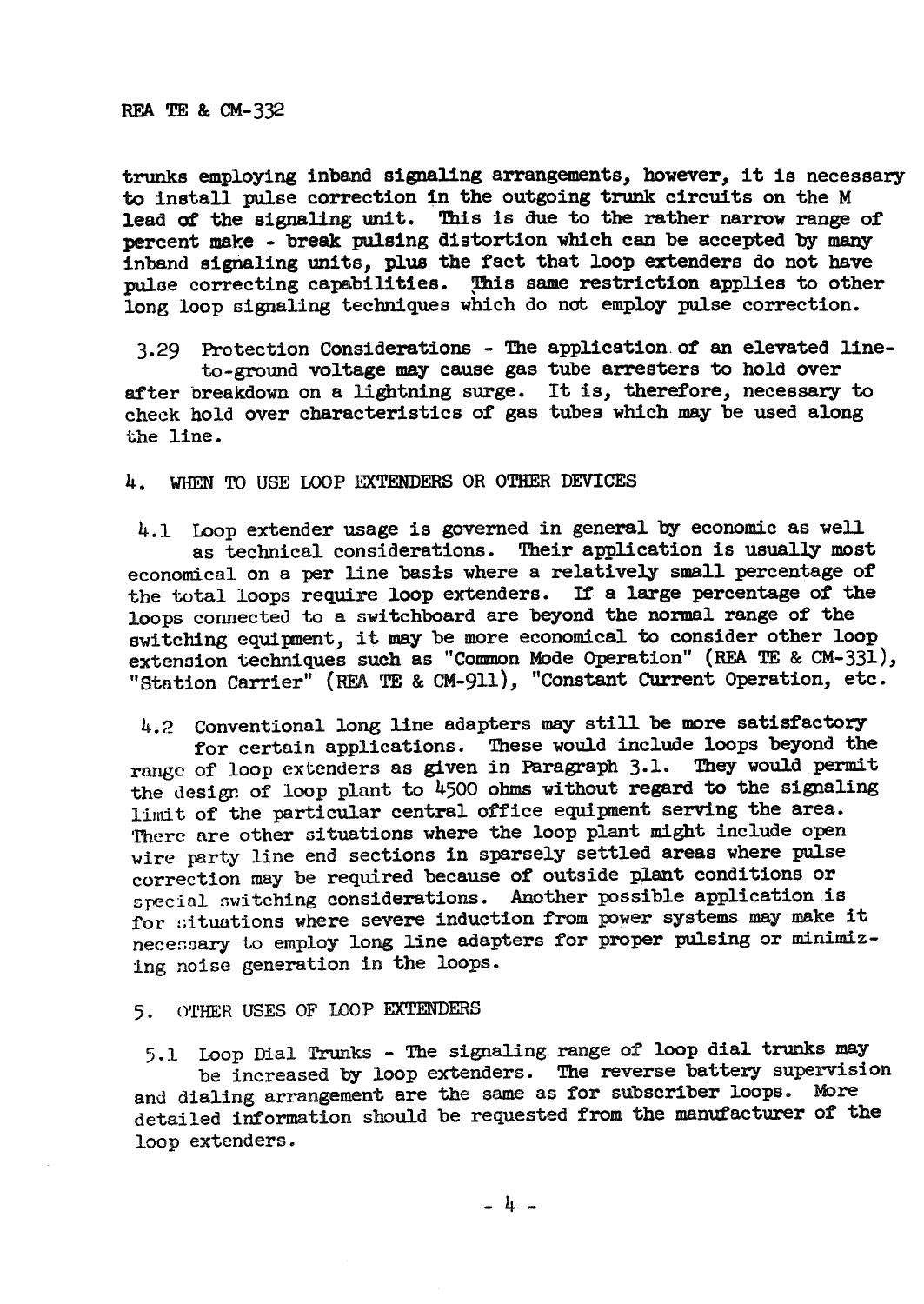trunks employing inband signaling arrangements, however, it is necessary to install pulse correction in the outgoing trunk circuits on the M lead of the signaling unit. This is due to the rather narrow range of percent make - break pulsing distortion which can be accepted by many inband signaling units, plus the fact that loop extenders do not have pulse correcting capabilities. This same restriction applies to other long loop signaling techniques which do not employ pulse correction.

3.29 Protection Considerations - The application of an elevated line-to-ground voltage may cause gas tube arresters to hold over after breakdown on a lightning surge. It is, therefore, necessary to check hold over characteristics of gas tubes which may be used along the line.

## 4. WHEN TO USE LOOP EXTENDERS OR OTHER DEVICES

4.1 Loop extender usage is governed in general by economic as well as technical considerations. Their application is usually most economical on a per line basis where a relatively small percentage of the total loops require loop extenders. If a large percentage of the loops connected to a switchboard are beyond the normal range of the switching equipment, it may be more economical to consider other loop extension techniques such as "Common Mode Operation" (REA TE & CM-331), "Station Carrier" (REA TE & CM-911), "Constant Current Operation, etc.

4.2 Conventional long line adapters may still be more satisfactory for certain applications. These would include loops beyond the range of loop extenders as given in Paragraph 3.1. They would permit the design of loop plant to 4500 ohms without regard to the signaling limit of the particular central office equipment serving the area. There are other situations where the loop plant might include open wire party line end sections in sparsely settled areas where pulse correction may be required because of outside plant conditions or special switching considerations. Another possible application is for situations where severe induction from power systems may make it necessary to employ long line adapters for proper pulsing or minimizing noise generation in the loops.

## 5. OTHER USES OF LOOP EXTENDERS

5.1 Loop Dial Trunks - The signaling range of loop dial trunks may be increased by loop extenders. The reverse battery supervision and dialing arrangement are the same as for subscriber loops. More detailed information should be requested from the manufacturer of the loop extenders.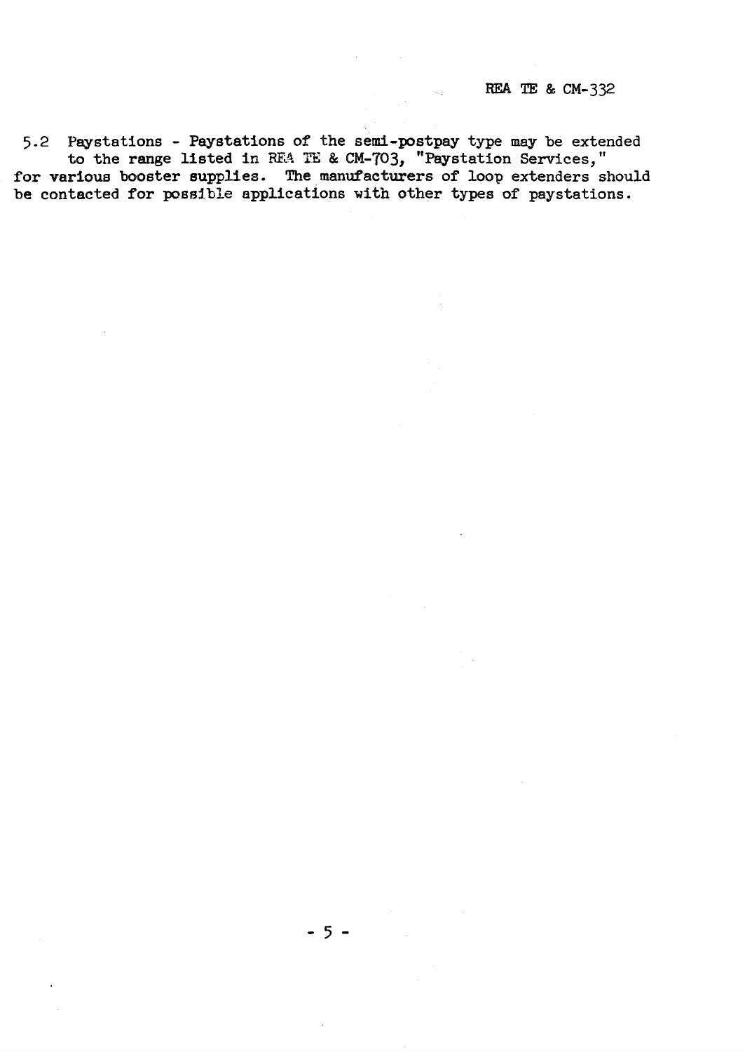5.2 Paystations - Paystations of the semi-postpay type may be extended to the range listed in REA TE & CM-703, "Paystation Services," for various booster supplies. The manufacturers of loop extenders should be contacted for possible applications with other types of paystations.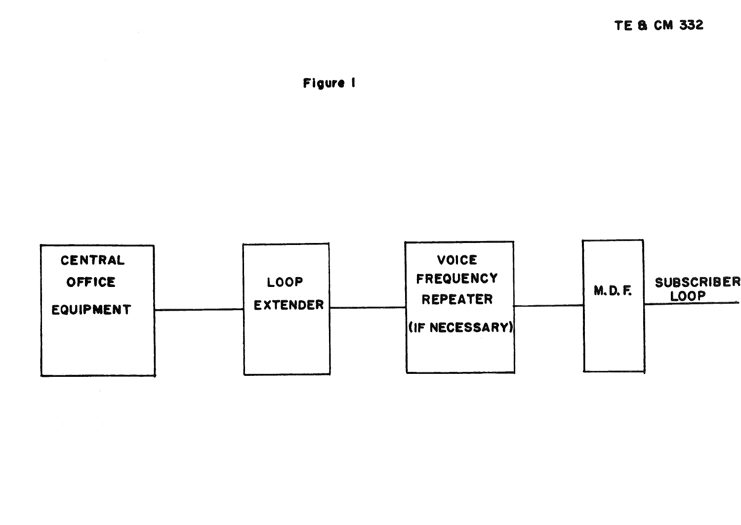Figure 1

CENTRAL OFFICE EQUIPMENT

LOOP EXTENDER

VOICE FREQUENCY REPEATER (IF NECESSARY)

M. D. F.

SUBSCRIBER LOOP